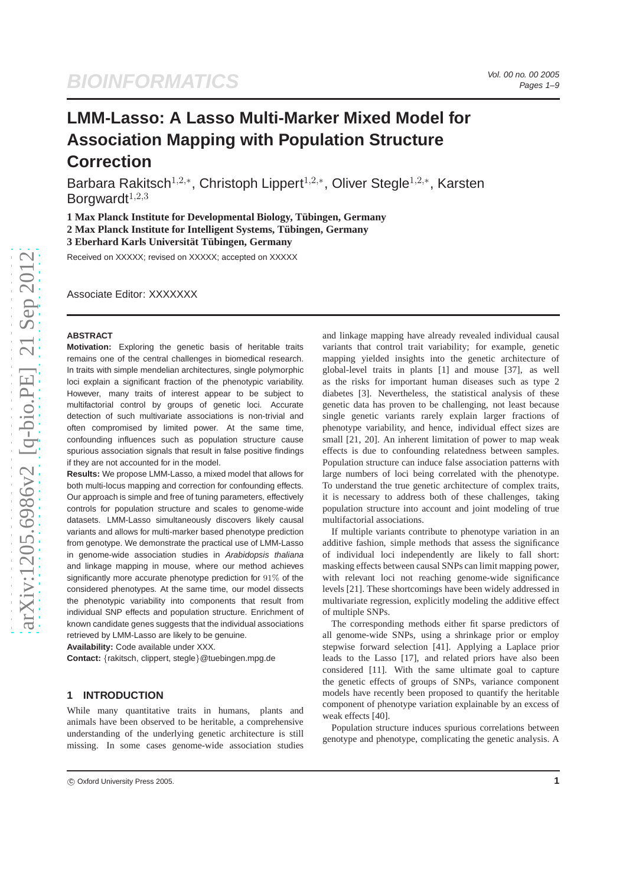# LMM-Lasso: A Lasso Multi-Marker Mixed Model for Association Mapping with Population Structure Correction

Barbara Rakitsch[1,2,*], Christoph Lippert[1,2,*], Oliver Stegle[1,2,*], Karsten Borgwardt[1,2,3]

**1 Max Planck Institute for Developmental Biology, Tübingen, Germany**
**2 Max Planck Institute for Intelligent Systems, Tübingen, Germany**
**3 Eberhard Karls Universität Tübingen, Germany**

Received on XXXXX; revised on XXXXX; accepted on XXXXX

Associate Editor: XXXXXXX

## ABSTRACT

**Motivation:** Exploring the genetic basis of heritable traits remains one of the central challenges in biomedical research. In traits with simple mendelian architectures, single polymorphic loci explain a significant fraction of the phenotypic variability. However, many traits of interest appear to be subject to multifactorial control by groups of genetic loci. Accurate detection of such multivariate associations is non-trivial and often compromised by limited power. At the same time, confounding influences such as population structure cause spurious association signals that result in false positive findings if they are not accounted for in the model.

**Results:** We propose LMM-Lasso, a mixed model that allows for both multi-locus mapping and correction for confounding effects. Our approach is simple and free of tuning parameters, effectively controls for population structure and scales to genome-wide datasets. LMM-Lasso simultaneously discovers likely causal variants and allows for multi-marker based phenotype prediction from genotype. We demonstrate the practical use of LMM-Lasso in genome-wide association studies in *Arabidopsis thaliana* and linkage mapping in mouse, where our method achieves significantly more accurate phenotype prediction for $91\%$ of the considered phenotypes. At the same time, our model dissects the phenotypic variability into components that result from individual SNP effects and population structure. Enrichment of known candidate genes suggests that the individual associations retrieved by LMM-Lasso are likely to be genuine.

**Availability:** Code available under XXX.

**Contact:** {rakitsch, clippert, stegle}@tuebingen.mpg.de

## 1 INTRODUCTION

While many quantitative traits in humans, plants and animals have been observed to be heritable, a comprehensive understanding of the underlying genetic architecture is still missing. In some cases genome-wide association studies and linkage mapping have already revealed individual causal variants that control trait variability; for example, genetic mapping yielded insights into the genetic architecture of global-level traits in plants [1] and mouse [37], as well as the risks for important human diseases such as type 2 diabetes [3]. Nevertheless, the statistical analysis of these genetic data has proven to be challenging, not least because single genetic variants rarely explain larger fractions of phenotype variability, and hence, individual effect sizes are small [21, 20]. An inherent limitation of power to map weak effects is due to confounding relatedness between samples. Population structure can induce false association patterns with large numbers of loci being correlated with the phenotype. To understand the true genetic architecture of complex traits, it is necessary to address both of these challenges, taking population structure into account and joint modeling of true multifactorial associations.

If multiple variants contribute to phenotype variation in an additive fashion, simple methods that assess the significance of individual loci independently are likely to fall short: masking effects between causal SNPs can limit mapping power, with relevant loci not reaching genome-wide significance levels [21]. These shortcomings have been widely addressed in multivariate regression, explicitly modeling the additive effect of multiple SNPs.

The corresponding methods either fit sparse predictors of all genome-wide SNPs, using a shrinkage prior or employ stepwise forward selection [41]. Applying a Laplace prior leads to the Lasso [17], and related priors have also been considered [11]. With the same ultimate goal to capture the genetic effects of groups of SNPs, variance component models have recently been proposed to quantify the heritable component of phenotype variation explainable by an excess of weak effects [40].

Population structure induces spurious correlations between genotype and phenotype, complicating the genetic analysis. A

© Oxford University Press 2005.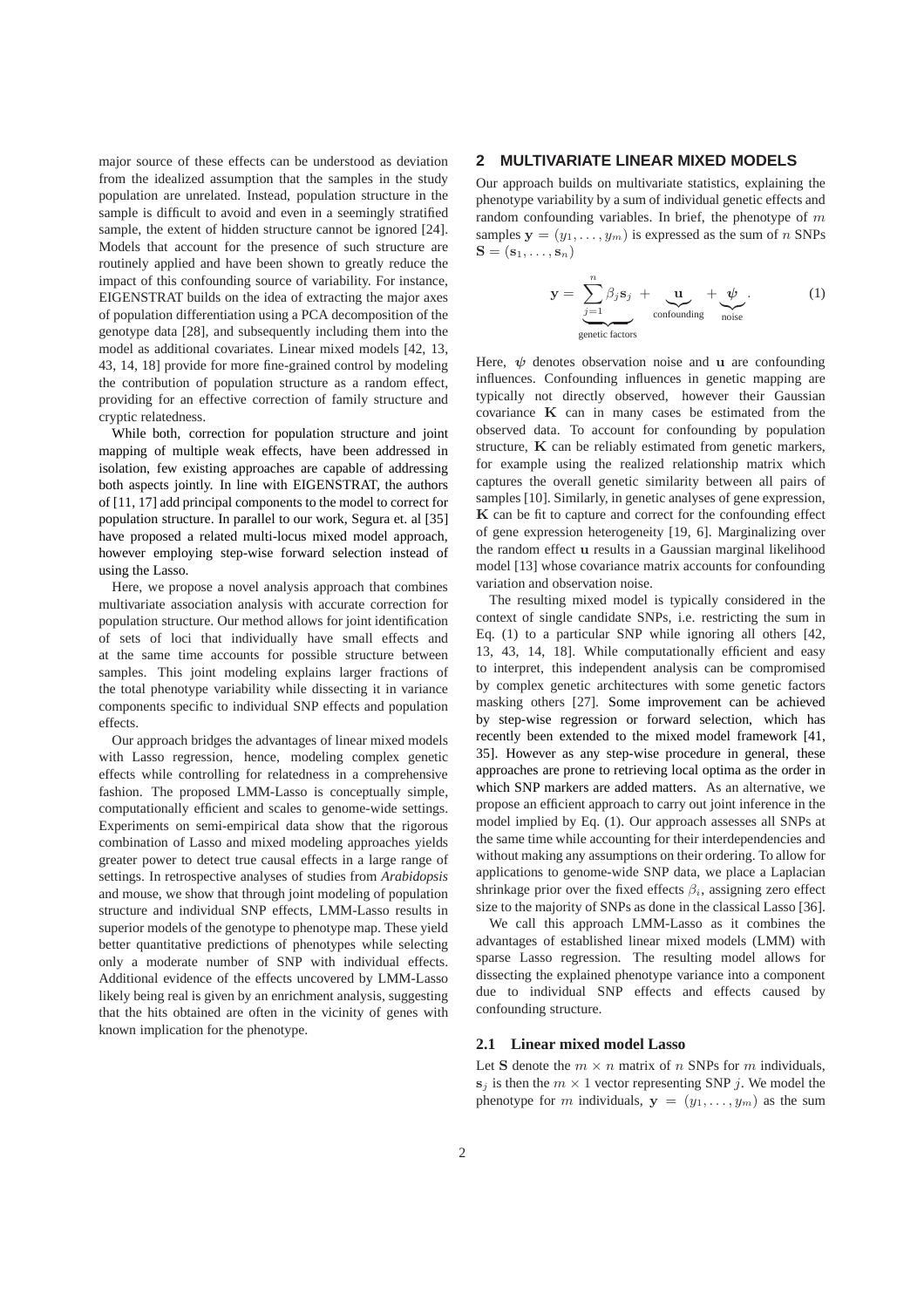major source of these effects can be understood as deviation from the idealized assumption that the samples in the study population are unrelated. Instead, population structure in the sample is difficult to avoid and even in a seemingly stratified sample, the extent of hidden structure cannot be ignored [24]. Models that account for the presence of such structure are routinely applied and have been shown to greatly reduce the impact of this confounding source of variability. For instance, EIGENSTRAT builds on the idea of extracting the major axes of population differentiation using a PCA decomposition of the genotype data [28], and subsequently including them into the model as additional covariates. Linear mixed models [42, 13, 43, 14, 18] provide for more fine-grained control by modeling the contribution of population structure as a random effect, providing for an effective correction of family structure and cryptic relatedness.

While both, correction for population structure and joint mapping of multiple weak effects, have been addressed in isolation, few existing approaches are capable of addressing both aspects jointly. In line with EIGENSTRAT, the authors of [11, 17] add principal components to the model to correct for population structure. In parallel to our work, Segura et. al [35] have proposed a related multi-locus mixed model approach, however employing step-wise forward selection instead of using the Lasso.

Here, we propose a novel analysis approach that combines multivariate association analysis with accurate correction for population structure. Our method allows for joint identification of sets of loci that individually have small effects and at the same time accounts for possible structure between samples. This joint modeling explains larger fractions of the total phenotype variability while dissecting it in variance components specific to individual SNP effects and population effects.

Our approach bridges the advantages of linear mixed models with Lasso regression, hence, modeling complex genetic effects while controlling for relatedness in a comprehensive fashion. The proposed LMM-Lasso is conceptually simple, computationally efficient and scales to genome-wide settings. Experiments on semi-empirical data show that the rigorous combination of Lasso and mixed modeling approaches yields greater power to detect true causal effects in a large range of settings. In retrospective analyses of studies from *Arabidopsis* and mouse, we show that through joint modeling of population structure and individual SNP effects, LMM-Lasso results in superior models of the genotype to phenotype map. These yield better quantitative predictions of phenotypes while selecting only a moderate number of SNP with individual effects. Additional evidence of the effects uncovered by LMM-Lasso likely being real is given by an enrichment analysis, suggesting that the hits obtained are often in the vicinity of genes with known implication for the phenotype.

## 2 MULTIVARIATE LINEAR MIXED MODELS

Our approach builds on multivariate statistics, explaining the phenotype variability by a sum of individual genetic effects and random confounding variables. In brief, the phenotype of $m$ samples $\mathbf{y} = (y_1, \ldots, y_m)$ is expressed as the sum of $n$ SNPs $\mathbf{S} = (\mathbf{s}_1, \ldots, \mathbf{s}_n)$

$$\mathbf{y} = \underbrace{\sum_{j=1}^{n} \beta_j \mathbf{s}_j}_{\text{genetic factors}} + \underbrace{\mathbf{u}}_{\text{confounding}} + \underbrace{\boldsymbol{\psi}}_{\text{noise}}. \quad (1)$$

Here, $\boldsymbol{\psi}$ denotes observation noise and $\mathbf{u}$ are confounding influences. Confounding influences in genetic mapping are typically not directly observed, however their Gaussian covariance $\mathbf{K}$ can in many cases be estimated from the observed data. To account for confounding by population structure, $\mathbf{K}$ can be reliably estimated from genetic markers, for example using the realized relationship matrix which captures the overall genetic similarity between all pairs of samples [10]. Similarly, in genetic analyses of gene expression, $\mathbf{K}$ can be fit to capture and correct for the confounding effect of gene expression heterogeneity [19, 6]. Marginalizing over the random effect $\mathbf{u}$ results in a Gaussian marginal likelihood model [13] whose covariance matrix accounts for confounding variation and observation noise.

The resulting mixed model is typically considered in the context of single candidate SNPs, i.e. restricting the sum in Eq. (1) to a particular SNP while ignoring all others [42, 13, 43, 14, 18]. While computationally efficient and easy to interpret, this independent analysis can be compromised by complex genetic architectures with some genetic factors masking others [27]. Some improvement can be achieved by step-wise regression or forward selection, which has recently been extended to the mixed model framework [41, 35]. However as any step-wise procedure in general, these approaches are prone to retrieving local optima as the order in which SNP markers are added matters. As an alternative, we propose an efficient approach to carry out joint inference in the model implied by Eq. (1). Our approach assesses all SNPs at the same time while accounting for their interdependencies and without making any assumptions on their ordering. To allow for applications to genome-wide SNP data, we place a Laplacian shrinkage prior over the fixed effects $\beta_i$, assigning zero effect size to the majority of SNPs as done in the classical Lasso [36].

We call this approach LMM-Lasso as it combines the advantages of established linear mixed models (LMM) with sparse Lasso regression. The resulting model allows for dissecting the explained phenotype variance into a component due to individual SNP effects and effects caused by confounding structure.

### 2.1 Linear mixed model Lasso

Let $\mathbf{S}$ denote the $m \times n$ matrix of $n$ SNPs for $m$ individuals, $\mathbf{s}_j$ is then the $m \times 1$ vector representing SNP $j$. We model the phenotype for $m$ individuals, $\mathbf{y} = (y_1, \ldots, y_m)$ as the sum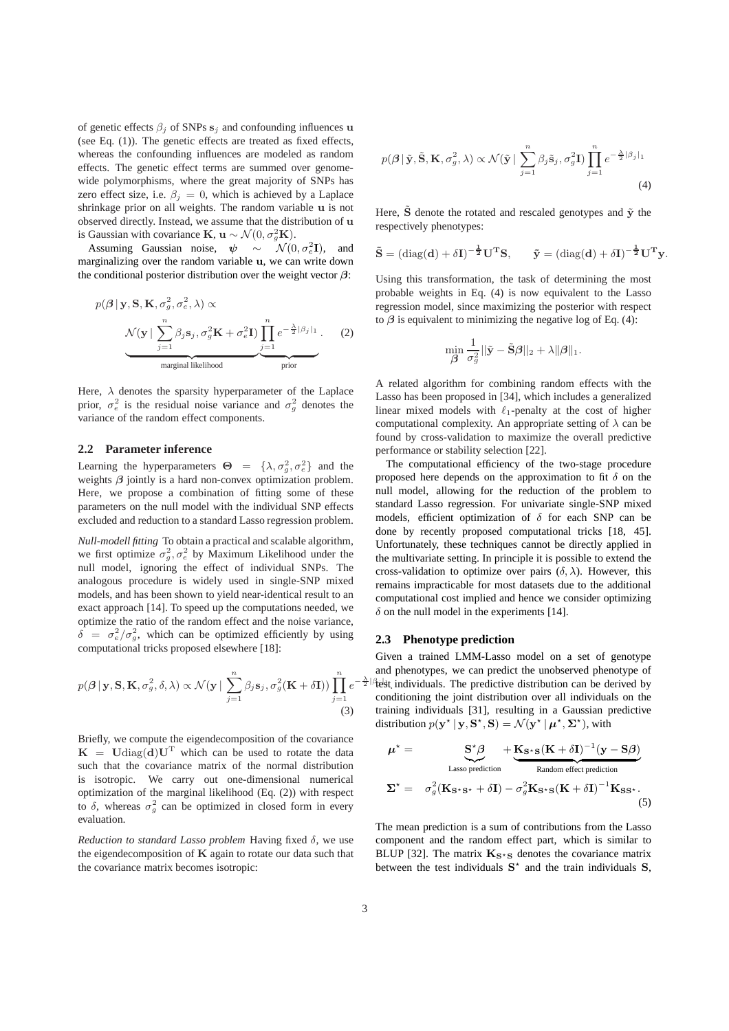of genetic effects $\beta_j$ of SNPs $\mathbf{s}_j$ and confounding influences $\mathbf{u}$ (see Eq. (1)). The genetic effects are treated as fixed effects, whereas the confounding influences are modeled as random effects. The genetic effect terms are summed over genome-wide polymorphisms, where the great majority of SNPs has zero effect size, i.e. $\beta_j = 0$, which is achieved by a Laplace shrinkage prior on all weights. The random variable $\mathbf{u}$ is not observed directly. Instead, we assume that the distribution of $\mathbf{u}$ is Gaussian with covariance $\mathbf{K}$, $\mathbf{u} \sim \mathcal{N}(0, \sigma_g^2 \mathbf{K})$.

Assuming Gaussian noise, $\boldsymbol{\psi} \sim \mathcal{N}(0, \sigma_e^2 \mathbf{I})$, and marginalizing over the random variable $\mathbf{u}$, we can write down the conditional posterior distribution over the weight vector $\boldsymbol{\beta}$:

$$p(\boldsymbol{\beta} \mid \mathbf{y}, \mathbf{S}, \mathbf{K}, \sigma_g^2, \sigma_e^2, \lambda) \propto \underbrace{\mathcal{N}(\mathbf{y} \mid \sum_{j=1}^{n} \beta_j \mathbf{s}_j, \sigma_g^2 \mathbf{K} + \sigma_e^2 \mathbf{I})}_{\text{marginal likelihood}} \underbrace{\prod_{j=1}^{n} e^{-\frac{\lambda}{2}|\beta_j|_1}}_{\text{prior}}. \quad (2)$$

Here, $\lambda$ denotes the sparsity hyperparameter of the Laplace prior, $\sigma_e^2$ is the residual noise variance and $\sigma_g^2$ denotes the variance of the random effect components.

### 2.2 Parameter inference

Learning the hyperparameters $\boldsymbol{\Theta} = \{\lambda, \sigma_g^2, \sigma_e^2\}$ and the weights $\boldsymbol{\beta}$ jointly is a hard non-convex optimization problem. Here, we propose a combination of fitting some of these parameters on the null model with the individual SNP effects excluded and reduction to a standard Lasso regression problem.

*Null-modell fitting* To obtain a practical and scalable algorithm, we first optimize $\sigma_g^2, \sigma_e^2$ by Maximum Likelihood under the null model, ignoring the effect of individual SNPs. The analogous procedure is widely used in single-SNP mixed models, and has been shown to yield near-identical result to an exact approach [14]. To speed up the computations needed, we optimize the ratio of the random effect and the noise variance, $\delta = \sigma_e^2/\sigma_g^2$, which can be optimized efficiently by using computational tricks proposed elsewhere [18]:

$$p(\boldsymbol{\beta} \mid \mathbf{y}, \mathbf{S}, \mathbf{K}, \sigma_g^2, \delta, \lambda) \propto \mathcal{N}(\mathbf{y} \mid \sum_{j=1}^{n} \beta_j \mathbf{s}_j, \sigma_g^2(\mathbf{K} + \delta \mathbf{I})) \prod_{j=1}^{n} e^{-\frac{\lambda}{2}|\beta_j|_1} \quad (3)$$

Briefly, we compute the eigendecomposition of the covariance $\mathbf{K} = \mathbf{U}\text{diag}(\mathbf{d})\mathbf{U}^{\text{T}}$ which can be used to rotate the data such that the covariance matrix of the normal distribution is isotropic. We carry out one-dimensional numerical optimization of the marginal likelihood (Eq. (2)) with respect to $\delta$, whereas $\sigma_g^2$ can be optimized in closed form in every evaluation.

*Reduction to standard Lasso problem* Having fixed $\delta$, we use the eigendecomposition of $\mathbf{K}$ again to rotate our data such that the covariance matrix becomes isotropic:

$$p(\boldsymbol{\beta} \mid \tilde{\mathbf{y}}, \tilde{\mathbf{S}}, \mathbf{K}, \sigma_g^2, \lambda) \propto \mathcal{N}(\tilde{\mathbf{y}} \mid \sum_{j=1}^{n} \beta_j \tilde{\mathbf{s}}_j, \sigma_g^2 \mathbf{I}) \prod_{j=1}^{n} e^{-\frac{\lambda}{2}|\beta_j|_1} \quad (4)$$

Here, $\tilde{\mathbf{S}}$ denote the rotated and rescaled genotypes and $\tilde{\mathbf{y}}$ the respectively phenotypes:

$$\tilde{\mathbf{S}} = (\text{diag}(\mathbf{d}) + \delta \mathbf{I})^{-\frac{1}{2}} \mathbf{U}^{\mathbf{T}} \mathbf{S}, \qquad \tilde{\mathbf{y}} = (\text{diag}(\mathbf{d}) + \delta \mathbf{I})^{-\frac{1}{2}} \mathbf{U}^{\mathbf{T}} \mathbf{y}.$$

Using this transformation, the task of determining the most probable weights in Eq. (4) is now equivalent to the Lasso regression model, since maximizing the posterior with respect to $\boldsymbol{\beta}$ is equivalent to minimizing the negative log of Eq. (4):

$$\min_{\boldsymbol{\beta}} \frac{1}{\sigma_g^2} ||\tilde{\mathbf{y}} - \tilde{\mathbf{S}}\boldsymbol{\beta}||_2 + \lambda \|\boldsymbol{\beta}\|_1.$$

A related algorithm for combining random effects with the Lasso has been proposed in [34], which includes a generalized linear mixed models with $\ell_1$-penalty at the cost of higher computational complexity. An appropriate setting of $\lambda$ can be found by cross-validation to maximize the overall predictive performance or stability selection [22].

The computational efficiency of the two-stage procedure proposed here depends on the approximation to fit $\delta$ on the null model, allowing for the reduction of the problem to standard Lasso regression. For univariate single-SNP mixed models, efficient optimization of $\delta$ for each SNP can be done by recently proposed computational tricks [18, 45]. Unfortunately, these techniques cannot be directly applied in the multivariate setting. In principle it is possible to extend the cross-validation to optimize over pairs $(\delta, \lambda)$. However, this remains impracticable for most datasets due to the additional computational cost implied and hence we consider optimizing $\delta$ on the null model in the experiments [14].

### 2.3 Phenotype prediction

Given a trained LMM-Lasso model on a set of genotype and phenotypes, we can predict the unobserved phenotype of test individuals. The predictive distribution can be derived by conditioning the joint distribution over all individuals on the training individuals [31], resulting in a Gaussian predictive distribution $p(\mathbf{y}^\star \mid \mathbf{y}, \mathbf{S}^\star, \mathbf{S}) = \mathcal{N}(\mathbf{y}^\star \mid \boldsymbol{\mu}^\star, \boldsymbol{\Sigma}^\star)$, with

$$\begin{aligned}
\boldsymbol{\mu}^\star &= \underbrace{\mathbf{S}^\star \boldsymbol{\beta}}_{\text{Lasso prediction}} + \underbrace{\mathbf{K}_{\mathbf{S}^\star \mathbf{S}} (\mathbf{K} + \delta \mathbf{I})^{-1} (\mathbf{y} - \mathbf{S}\boldsymbol{\beta})}_{\text{Random effect prediction}} \\
\boldsymbol{\Sigma}^\star &= \sigma_g^2 (\mathbf{K}_{\mathbf{S}^\star \mathbf{S}^\star} + \delta \mathbf{I}) - \sigma_g^2 \mathbf{K}_{\mathbf{S}^\star \mathbf{S}} (\mathbf{K} + \delta \mathbf{I})^{-1} \mathbf{K}_{\mathbf{S}\mathbf{S}^\star}.
\end{aligned} \quad (5)$$

The mean prediction is a sum of contributions from the Lasso component and the random effect part, which is similar to BLUP [32]. The matrix $\mathbf{K}_{\mathbf{S}^\star \mathbf{S}}$ denotes the covariance matrix between the test individuals $\mathbf{S}^\star$ and the train individuals $\mathbf{S}$,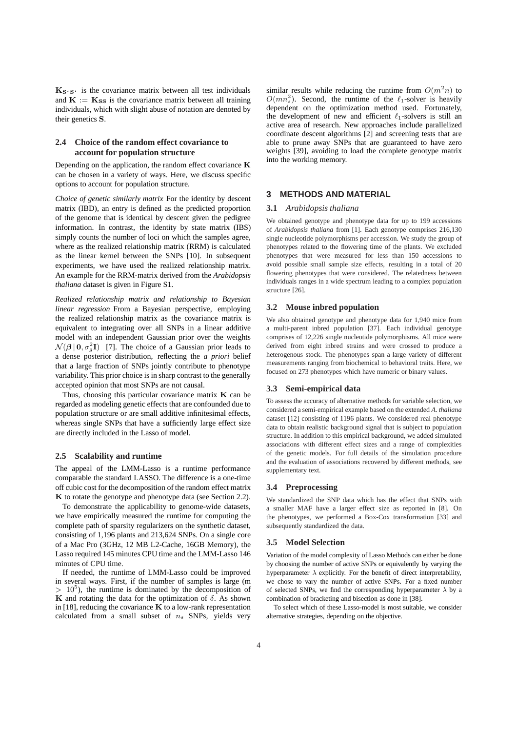$\mathbf{K}_{\mathbf{S}^*\mathbf{S}^*}$ is the covariance matrix between all test individuals and $\mathbf{K} := \mathbf{K}_{\mathbf{SS}}$ is the covariance matrix between all training individuals, which with slight abuse of notation are denoted by their genetics $\mathbf{S}$.

### 2.4 Choice of the random effect covariance to account for population structure

Depending on the application, the random effect covariance $\mathbf{K}$ can be chosen in a variety of ways. Here, we discuss specific options to account for population structure.

*Choice of genetic similarly matrix* For the identity by descent matrix (IBD), an entry is defined as the predicted proportion of the genome that is identical by descent given the pedigree information. In contrast, the identity by state matrix (IBS) simply counts the number of loci on which the samples agree, where as the realized relationship matrix (RRM) is calculated as the linear kernel between the SNPs [10]. In subsequent experiments, we have used the realized relationship matrix. An example for the RRM-matrix derived from the *Arabidopsis thaliana* dataset is given in Figure S1.

*Realized relationship matrix and relationship to Bayesian linear regression* From a Bayesian perspective, employing the realized relationship matrix as the covariance matrix is equivalent to integrating over all SNPs in a linear additive model with an independent Gaussian prior over the weights $\mathcal{N}(\boldsymbol{\beta} \,|\, \mathbf{0}, \sigma_g^2\mathbf{I})$ [7]. The choice of a Gaussian prior leads to a dense posterior distribution, reflecting the *a priori* belief that a large fraction of SNPs jointly contribute to phenotype variability. This prior choice is in sharp contrast to the generally accepted opinion that most SNPs are not causal.

Thus, choosing this particular covariance matrix $\mathbf{K}$ can be regarded as modeling genetic effects that are confounded due to population structure or are small additive infinitesimal effects, whereas single SNPs that have a sufficiently large effect size are directly included in the Lasso of model.

### 2.5 Scalability and runtime

The appeal of the LMM-Lasso is a runtime performance comparable the standard LASSO. The difference is a one-time off cubic cost for the decomposition of the random effect matrix $\mathbf{K}$ to rotate the genotype and phenotype data (see Section 2.2).

To demonstrate the applicability to genome-wide datasets, we have empirically measured the runtime for computing the complete path of sparsity regularizers on the synthetic dataset, consisting of 1,196 plants and 213,624 SNPs. On a single core of a Mac Pro (3GHz, 12 MB L2-Cache, 16GB Memory), the Lasso required 145 minutes CPU time and the LMM-Lasso 146 minutes of CPU time.

If needed, the runtime of LMM-Lasso could be improved in several ways. First, if the number of samples is large (m $> 10^5$), the runtime is dominated by the decomposition of $\mathbf{K}$ and rotating the data for the optimization of $\delta$. As shown in [18], reducing the covariance $\mathbf{K}$ to a low-rank representation calculated from a small subset of $n_s$ SNPs, yields very similar results while reducing the runtime from $O(m^2n)$ to $O(mn_s^2)$. Second, the runtime of the $\ell_1$-solver is heavily dependent on the optimization method used. Fortunately, the development of new and efficient $\ell_1$-solvers is still an active area of research. New approaches include parallelized coordinate descent algorithms [2] and screening tests that are able to prune away SNPs that are guaranteed to have zero weights [39], avoiding to load the complete genotype matrix into the working memory.

## 3 METHODS AND MATERIAL

### 3.1 *Arabidopsis thaliana*

We obtained genotype and phenotype data for up to 199 accessions of *Arabidopsis thaliana* from [1]. Each genotype comprises 216,130 single nucleotide polymorphisms per accession. We study the group of phenotypes related to the flowering time of the plants. We excluded phenotypes that were measured for less than 150 accessions to avoid possible small sample size effects, resulting in a total of 20 flowering phenotypes that were considered. The relatedness between individuals ranges in a wide spectrum leading to a complex population structure [26].

### 3.2 Mouse inbred population

We also obtained genotype and phenotype data for 1,940 mice from a multi-parent inbred population [37]. Each individual genotype comprises of 12,226 single nucleotide polymorphisms. All mice were derived from eight inbred strains and were crossed to produce a heterogenous stock. The phenotypes span a large variety of different measurements ranging from biochemical to behavioral traits. Here, we focused on 273 phenotypes which have numeric or binary values.

### 3.3 Semi-empirical data

To assess the accuracy of alternative methods for variable selection, we considered a semi-empirical example based on the extended *A. thaliana* dataset [12] consisting of 1196 plants. We considered real phenotype data to obtain realistic background signal that is subject to population structure. In addition to this empirical background, we added simulated associations with different effect sizes and a range of complexities of the genetic models. For full details of the simulation procedure and the evaluation of associations recovered by different methods, see supplementary text.

### 3.4 Preprocessing

We standardized the SNP data which has the effect that SNPs with a smaller MAF have a larger effect size as reported in [8]. On the phenotypes, we performed a Box-Cox transformation [33] and subsequently standardized the data.

### 3.5 Model Selection

Variation of the model complexity of Lasso Methods can either be done by choosing the number of active SNPs or equivalently by varying the hyperparameter $\lambda$ explicitly. For the benefit of direct interpretability, we chose to vary the number of active SNPs. For a fixed number of selected SNPs, we find the corresponding hyperparameter $\lambda$ by a combination of bracketing and bisection as done in [38].

To select which of these Lasso-model is most suitable, we consider alternative strategies, depending on the objective.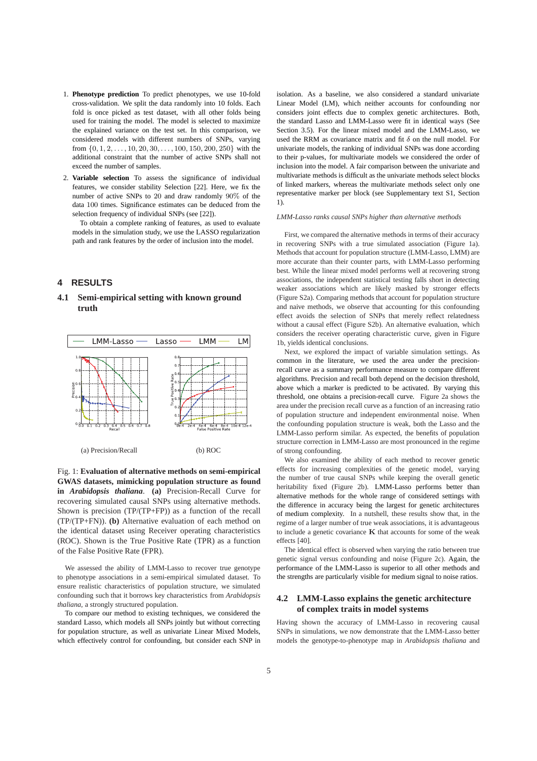1. **Phenotype prediction** To predict phenotypes, we use 10-fold cross-validation. We split the data randomly into 10 folds. Each fold is once picked as test dataset, with all other folds being used for training the model. The model is selected to maximize the explained variance on the test set. In this comparison, we considered models with different numbers of SNPs, varying from $\{0, 1, 2, \ldots, 10, 20, 30, \ldots, 100, 150, 200, 250\}$ with the additional constraint that the number of active SNPs shall not exceed the number of samples.
2. **Variable selection** To assess the significance of individual features, we consider stability Selection [22]. Here, we fix the number of active SNPs to 20 and draw randomly 90% of the data 100 times. Significance estimates can be deduced from the selection frequency of individual SNPs (see [22]).

   To obtain a complete ranking of features, as used to evaluate models in the simulation study, we use the LASSO regularization path and rank features by the order of inclusion into the model.

## 4 RESULTS

### 4.1 Semi-empirical setting with known ground truth

(a) Precision/Recall

(b) ROC

Fig. 1: **Evaluation of alternative methods on semi-empirical GWAS datasets, mimicking population structure as found in *Arabidopsis thaliana*.** **(a)** Precision-Recall Curve for recovering simulated causal SNPs using alternative methods. Shown is precision (TP/(TP+FP)) as a function of the recall (TP/(TP+FN)). **(b)** Alternative evaluation of each method on the identical dataset using Receiver operating characteristics (ROC). Shown is the True Positive Rate (TPR) as a function of the False Positive Rate (FPR).

We assessed the ability of LMM-Lasso to recover true genotype to phenotype associations in a semi-empirical simulated dataset. To ensure realistic characteristics of population structure, we simulated confounding such that it borrows key characteristics from *Arabidopsis thaliana*, a strongly structured population.

To compare our method to existing techniques, we considered the standard Lasso, which models all SNPs jointly but without correcting for population structure, as well as univariate Linear Mixed Models, which effectively control for confounding, but consider each SNP in isolation. As a baseline, we also considered a standard univariate Linear Model (LM), which neither accounts for confounding nor considers joint effects due to complex genetic architectures. Both, the standard Lasso and LMM-Lasso were fit in identical ways (See Section 3.5). For the linear mixed model and the LMM-Lasso, we used the RRM as covariance matrix and fit $\delta$ on the null model. For univariate models, the ranking of individual SNPs was done according to their p-values, for multivariate models we considered the order of inclusion into the model. A fair comparison between the univariate and multivariate methods is difficult as the univariate methods select blocks of linked markers, whereas the multivariate methods select only one representative marker per block (see Supplementary text S1, Section 1).

*LMM-Lasso ranks causal SNPs higher than alternative methods*

First, we compared the alternative methods in terms of their accuracy in recovering SNPs with a true simulated association (Figure 1a). Methods that account for population structure (LMM-Lasso, LMM) are more accurate than their counter parts, with LMM-Lasso performing best. While the linear mixed model performs well at recovering strong associations, the independent statistical testing falls short in detecting weaker associations which are likely masked by stronger effects (Figure S2a). Comparing methods that account for population structure and naive methods, we observe that accounting for this confounding effect avoids the selection of SNPs that merely reflect relatedness without a causal effect (Figure S2b). An alternative evaluation, which considers the receiver operating characteristic curve, given in Figure 1b, yields identical conclusions.

Next, we explored the impact of variable simulation settings. As common in the literature, we used the area under the precision-recall curve as a summary performance measure to compare different algorithms. Precision and recall both depend on the decision threshold, above which a marker is predicted to be activated. By varying this threshold, one obtains a precision-recall curve. Figure 2a shows the area under the precision recall curve as a function of an increasing ratio of population structure and independent environmental noise. When the confounding population structure is weak, both the Lasso and the LMM-Lasso perform similar. As expected, the benefits of population structure correction in LMM-Lasso are most pronounced in the regime of strong confounding.

We also examined the ability of each method to recover genetic effects for increasing complexities of the genetic model, varying the number of true causal SNPs while keeping the overall genetic heritability fixed (Figure 2b). LMM-Lasso performs better than alternative methods for the whole range of considered settings with the difference in accuracy being the largest for genetic architectures of medium complexity. In a nutshell, these results show that, in the regime of a larger number of true weak associations, it is advantageous to include a genetic covariance $\mathbf{K}$ that accounts for some of the weak effects [40].

The identical effect is observed when varying the ratio between true genetic signal versus confounding and noise (Figure 2c). Again, the performance of the LMM-Lasso is superior to all other methods and the strengths are particularly visible for medium signal to noise ratios.

### 4.2 LMM-Lasso explains the genetic architecture of complex traits in model systems

Having shown the accuracy of LMM-Lasso in recovering causal SNPs in simulations, we now demonstrate that the LMM-Lasso better models the genotype-to-phenotype map in *Arabidopsis thaliana* and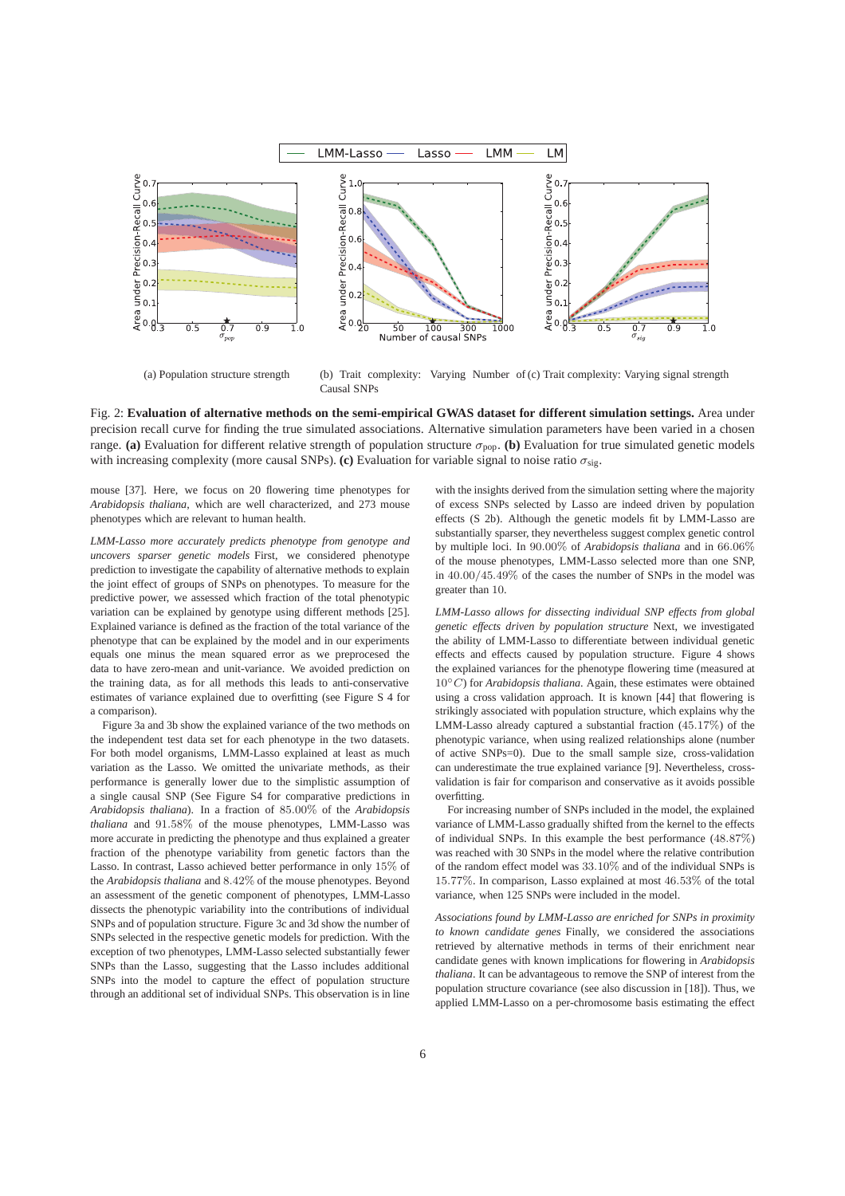(a) Population structure strength

(b) Trait complexity: Varying Number of Causal SNPs

(c) Trait complexity: Varying signal strength

Fig. 2: **Evaluation of alternative methods on the semi-empirical GWAS dataset for different simulation settings.** Area under precision recall curve for finding the true simulated associations. Alternative simulation parameters have been varied in a chosen range. **(a)** Evaluation for different relative strength of population structure $\sigma_{\text{pop}}$. **(b)** Evaluation for true simulated genetic models with increasing complexity (more causal SNPs). **(c)** Evaluation for variable signal to noise ratio $\sigma_{\text{sig}}$.

mouse [37]. Here, we focus on 20 flowering time phenotypes for *Arabidopsis thaliana*, which are well characterized, and 273 mouse phenotypes which are relevant to human health.

*LMM-Lasso more accurately predicts phenotype from genotype and uncovers sparser genetic models* First, we considered phenotype prediction to investigate the capability of alternative methods to explain the joint effect of groups of SNPs on phenotypes. To measure for the predictive power, we assessed which fraction of the total phenotypic variation can be explained by genotype using different methods [25]. Explained variance is defined as the fraction of the total variance of the phenotype that can be explained by the model and in our experiments equals one minus the mean squared error as we preprocessed the data to have zero-mean and unit-variance. We avoided prediction on the training data, as for all methods this leads to anti-conservative estimates of variance explained due to overfitting (see Figure S 4 for a comparison).

Figure 3a and 3b show the explained variance of the two methods on the independent test data set for each phenotype in the two datasets. For both model organisms, LMM-Lasso explained at least as much variation as the Lasso. We omitted the univariate methods, as their performance is generally lower due to the simplistic assumption of a single causal SNP (See Figure S4 for comparative predictions in *Arabidopsis thaliana*). In a fraction of $85.00\%$ of the *Arabidopsis thaliana* and $91.58\%$ of the mouse phenotypes, LMM-Lasso was more accurate in predicting the phenotype and thus explained a greater fraction of the phenotype variability from genetic factors than the Lasso. In contrast, Lasso achieved better performance in only $15\%$ of the *Arabidopsis thaliana* and $8.42\%$ of the mouse phenotypes. Beyond an assessment of the genetic component of phenotypes, LMM-Lasso dissects the phenotypic variability into the contributions of individual SNPs and of population structure. Figure 3c and 3d show the number of SNPs selected in the respective genetic models for prediction. With the exception of two phenotypes, LMM-Lasso selected substantially fewer SNPs than the Lasso, suggesting that the Lasso includes additional SNPs into the model to capture the effect of population structure through an additional set of individual SNPs. This observation is in line with the insights derived from the simulation setting where the majority of excess SNPs selected by Lasso are indeed driven by population effects (S 2b). Although the genetic models fit by LMM-Lasso are substantially sparser, they nevertheless suggest complex genetic control by multiple loci. In $90.00\%$ of *Arabidopsis thaliana* and in $66.06\%$ of the mouse phenotypes, LMM-Lasso selected more than one SNP, in $40.00/45.49\%$ of the cases the number of SNPs in the model was greater than $10$.

*LMM-Lasso allows for dissecting individual SNP effects from global genetic effects driven by population structure* Next, we investigated the ability of LMM-Lasso to differentiate between individual genetic effects and effects caused by population structure. Figure 4 shows the explained variances for the phenotype flowering time (measured at $10°C$) for *Arabidopsis thaliana*. Again, these estimates were obtained using a cross validation approach. It is known [44] that flowering is strikingly associated with population structure, which explains why the LMM-Lasso already captured a substantial fraction ($45.17\%$) of the phenotypic variance, when using realized relationships alone (number of active SNPs=0). Due to the small sample size, cross-validation can underestimate the true explained variance [9]. Nevertheless, cross-validation is fair for comparison and conservative as it avoids possible overfitting.

For increasing number of SNPs included in the model, the explained variance of LMM-Lasso gradually shifted from the kernel to the effects of individual SNPs. In this example the best performance ($48.87\%$) was reached with 30 SNPs in the model where the relative contribution of the random effect model was $33.10\%$ and of the individual SNPs is $15.77\%$. In comparison, Lasso explained at most $46.53\%$ of the total variance, when 125 SNPs were included in the model.

*Associations found by LMM-Lasso are enriched for SNPs in proximity to known candidate genes* Finally, we considered the associations retrieved by alternative methods in terms of their enrichment near candidate genes with known implications for flowering in *Arabidopsis thaliana*. It can be advantageous to remove the SNP of interest from the population structure covariance (see also discussion in [18]). Thus, we applied LMM-Lasso on a per-chromosome basis estimating the effect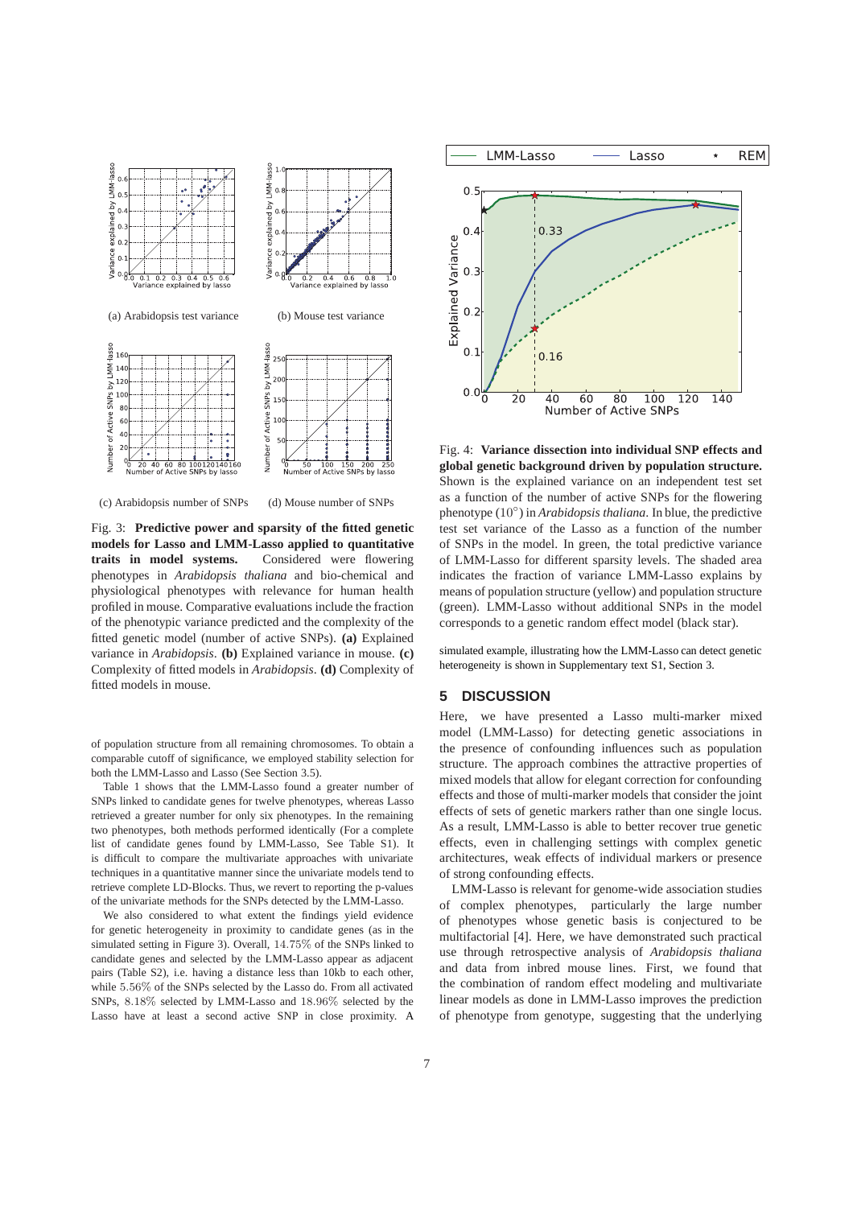(a) Arabidopsis test variance

(b) Mouse test variance

(c) Arabidopsis number of SNPs

(d) Mouse number of SNPs

Fig. 3: **Predictive power and sparsity of the fitted genetic models for Lasso and LMM-Lasso applied to quantitative traits in model systems.** Considered were flowering phenotypes in *Arabidopsis thaliana* and bio-chemical and physiological phenotypes with relevance for human health profiled in mouse. Comparative evaluations include the fraction of the phenotypic variance predicted and the complexity of the fitted genetic model (number of active SNPs). **(a)** Explained variance in *Arabidopsis*. **(b)** Explained variance in mouse. **(c)** Complexity of fitted models in *Arabidopsis*. **(d)** Complexity of fitted models in mouse.

of population structure from all remaining chromosomes. To obtain a comparable cutoff of significance, we employed stability selection for both the LMM-Lasso and Lasso (See Section 3.5).

Table 1 shows that the LMM-Lasso found a greater number of SNPs linked to candidate genes for twelve phenotypes, whereas Lasso retrieved a greater number for only six phenotypes. In the remaining two phenotypes, both methods performed identically (For a complete list of candidate genes found by LMM-Lasso, See Table S1). It is difficult to compare the multivariate approaches with univariate techniques in a quantitative manner since the univariate models tend to retrieve complete LD-Blocks. Thus, we revert to reporting the p-values of the univariate methods for the SNPs detected by the LMM-Lasso.

We also considered to what extent the findings yield evidence for genetic heterogeneity in proximity to candidate genes (as in the simulated setting in Figure 3). Overall, $14.75\%$ of the SNPs linked to candidate genes and selected by the LMM-Lasso appear as adjacent pairs (Table S2), i.e. having a distance less than 10kb to each other, while $5.56\%$ of the SNPs selected by the Lasso do. From all activated SNPs, $8.18\%$ selected by LMM-Lasso and $18.96\%$ selected by the Lasso have at least a second active SNP in close proximity. A simulated example, illustrating how the LMM-Lasso can detect genetic heterogeneity is shown in Supplementary text S1, Section 3.

Fig. 4: **Variance dissection into individual SNP effects and global genetic background driven by population structure.** Shown is the explained variance on an independent test set as a function of the number of active SNPs for the flowering phenotype ($10^{\circ}$) in *Arabidopsis thaliana*. In blue, the predictive test set variance of the Lasso as a function of the number of SNPs in the model. In green, the total predictive variance of LMM-Lasso for different sparsity levels. The shaded area indicates the fraction of variance LMM-Lasso explains by means of population structure (yellow) and population structure (green). LMM-Lasso without additional SNPs in the model corresponds to a genetic random effect model (black star).

## 5 DISCUSSION

Here, we have presented a Lasso multi-marker mixed model (LMM-Lasso) for detecting genetic associations in the presence of confounding influences such as population structure. The approach combines the attractive properties of mixed models that allow for elegant correction for confounding effects and those of multi-marker models that consider the joint effects of sets of genetic markers rather than one single locus. As a result, LMM-Lasso is able to better recover true genetic effects, even in challenging settings with complex genetic architectures, weak effects of individual markers or presence of strong confounding effects.

LMM-Lasso is relevant for genome-wide association studies of complex phenotypes, particularly the large number of phenotypes whose genetic basis is conjectured to be multifactorial [4]. Here, we have demonstrated such practical use through retrospective analysis of *Arabidopsis thaliana* and data from inbred mouse lines. First, we found that the combination of random effect modeling and multivariate linear models as done in LMM-Lasso improves the prediction of phenotype from genotype, suggesting that the underlying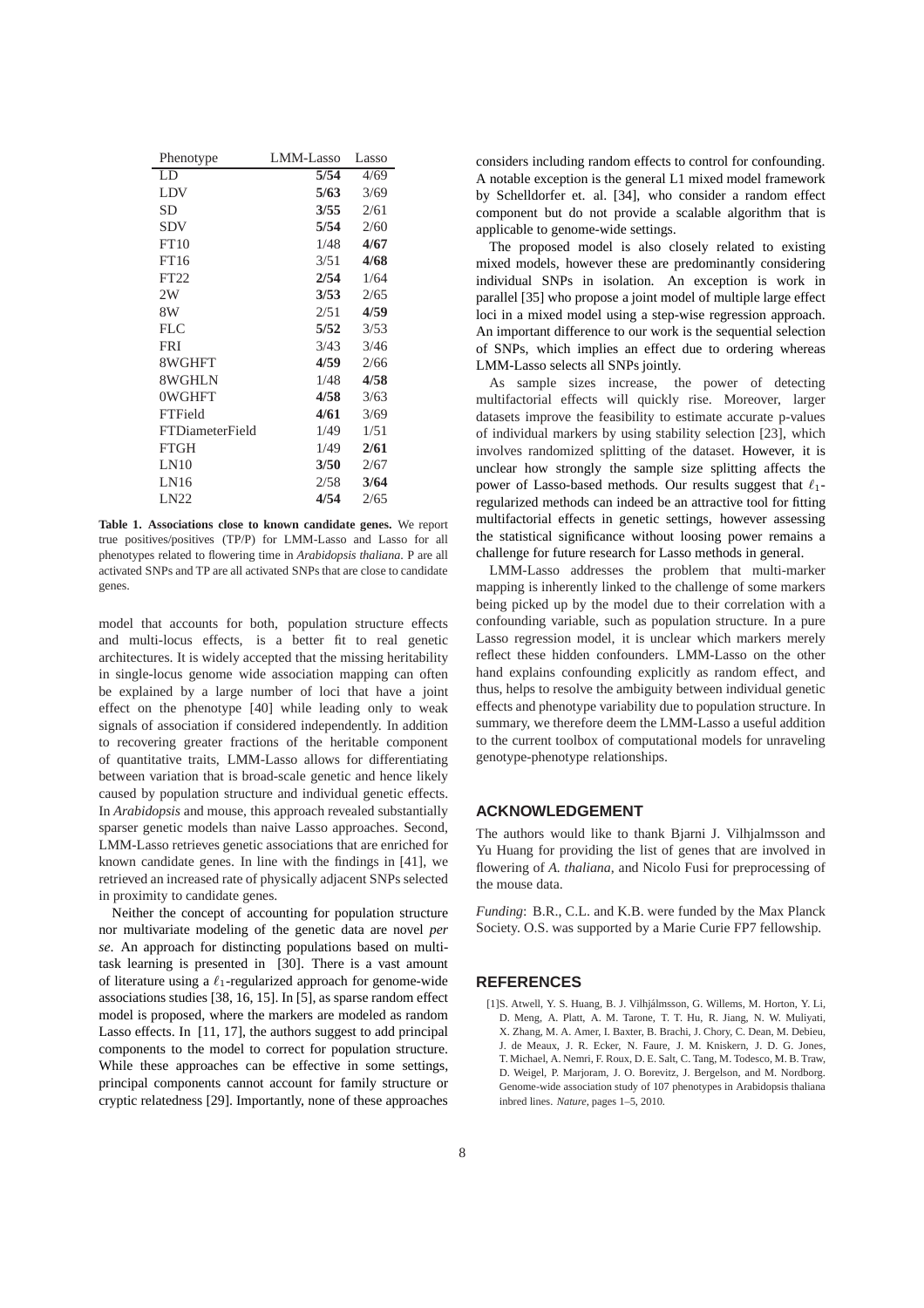| Phenotype | LMM-Lasso | Lasso |
|---|---|---|
| LD | **5/54** | 4/69 |
| LDV | **5/63** | 3/69 |
| SD | **3/55** | 2/61 |
| SDV | **5/54** | 2/60 |
| FT10 | 1/48 | **4/67** |
| FT16 | 3/51 | **4/68** |
| FT22 | **2/54** | 1/64 |
| 2W | **3/53** | 2/65 |
| 8W | 2/51 | **4/59** |
| FLC | **5/52** | 3/53 |
| FRI | 3/43 | 3/46 |
| 8WGHFT | **4/59** | 2/66 |
| 8WGHLN | 1/48 | **4/58** |
| 0WGHFT | **4/58** | 3/63 |
| FTField | **4/61** | 3/69 |
| FTDiameterField | 1/49 | 1/51 |
| FTGH | 1/49 | **2/61** |
| LN10 | **3/50** | 2/67 |
| LN16 | 2/58 | **3/64** |
| LN22 | **4/54** | 2/65 |

**Table 1. Associations close to known candidate genes.** We report true positives/positives (TP/P) for LMM-Lasso and Lasso for all phenotypes related to flowering time in *Arabidopsis thaliana*. P are all activated SNPs and TP are all activated SNPs that are close to candidate genes.

model that accounts for both, population structure effects and multi-locus effects, is a better fit to real genetic architectures. It is widely accepted that the missing heritability in single-locus genome wide association mapping can often be explained by a large number of loci that have a joint effect on the phenotype [40] while leading only to weak signals of association if considered independently. In addition to recovering greater fractions of the heritable component of quantitative traits, LMM-Lasso allows for differentiating between variation that is broad-scale genetic and hence likely caused by population structure and individual genetic effects. In *Arabidopsis* and mouse, this approach revealed substantially sparser genetic models than naive Lasso approaches. Second, LMM-Lasso retrieves genetic associations that are enriched for known candidate genes. In line with the findings in [41], we retrieved an increased rate of physically adjacent SNPs selected in proximity to candidate genes.

Neither the concept of accounting for population structure nor multivariate modeling of the genetic data are novel *per se*. An approach for distincting populations based on multi-task learning is presented in [30]. There is a vast amount of literature using a $\ell_1$-regularized approach for genome-wide associations studies [38, 16, 15]. In [5], as sparse random effect model is proposed, where the markers are modeled as random Lasso effects. In [11, 17], the authors suggest to add principal components to the model to correct for population structure. While these approaches can be effective in some settings, principal components cannot account for family structure or cryptic relatedness [29]. Importantly, none of these approaches considers including random effects to control for confounding. A notable exception is the general L1 mixed model framework by Schelldorfer et. al. [34], who consider a random effect component but do not provide a scalable algorithm that is applicable to genome-wide settings.

The proposed model is also closely related to existing mixed models, however these are predominantly considering individual SNPs in isolation. An exception is work in parallel [35] who propose a joint model of multiple large effect loci in a mixed model using a step-wise regression approach. An important difference to our work is the sequential selection of SNPs, which implies an effect due to ordering whereas LMM-Lasso selects all SNPs jointly.

As sample sizes increase, the power of detecting multifactorial effects will quickly rise. Moreover, larger datasets improve the feasibility to estimate accurate p-values of individual markers by using stability selection [23], which involves randomized splitting of the dataset. However, it is unclear how strongly the sample size splitting affects the power of Lasso-based methods. Our results suggest that $\ell_1$-regularized methods can indeed be an attractive tool for fitting multifactorial effects in genetic settings, however assessing the statistical significance without loosing power remains a challenge for future research for Lasso methods in general.

LMM-Lasso addresses the problem that multi-marker mapping is inherently linked to the challenge of some markers being picked up by the model due to their correlation with a confounding variable, such as population structure. In a pure Lasso regression model, it is unclear which markers merely reflect these hidden confounders. LMM-Lasso on the other hand explains confounding explicitly as random effect, and thus, helps to resolve the ambiguity between individual genetic effects and phenotype variability due to population structure. In summary, we therefore deem the LMM-Lasso a useful addition to the current toolbox of computational models for unraveling genotype-phenotype relationships.

## ACKNOWLEDGEMENT

The authors would like to thank Bjarni J. Vilhjalmsson and Yu Huang for providing the list of genes that are involved in flowering of *A. thaliana*, and Nicolo Fusi for preprocessing of the mouse data.

*Funding*: B.R., C.L. and K.B. were funded by the Max Planck Society. O.S. was supported by a Marie Curie FP7 fellowship.

## REFERENCES

[1]S. Atwell, Y. S. Huang, B. J. Vilhjálmsson, G. Willems, M. Horton, Y. Li, D. Meng, A. Platt, A. M. Tarone, T. T. Hu, R. Jiang, N. W. Muliyati, X. Zhang, M. A. Amer, I. Baxter, B. Brachi, J. Chory, C. Dean, M. Debieu, J. de Meaux, J. R. Ecker, N. Faure, J. M. Kniskern, J. D. G. Jones, T. Michael, A. Nemri, F. Roux, D. E. Salt, C. Tang, M. Todesco, M. B. Traw, D. Weigel, P. Marjoram, J. O. Borevitz, J. Bergelson, and M. Nordborg. Genome-wide association study of 107 phenotypes in Arabidopsis thaliana inbred lines. *Nature*, pages 1–5, 2010.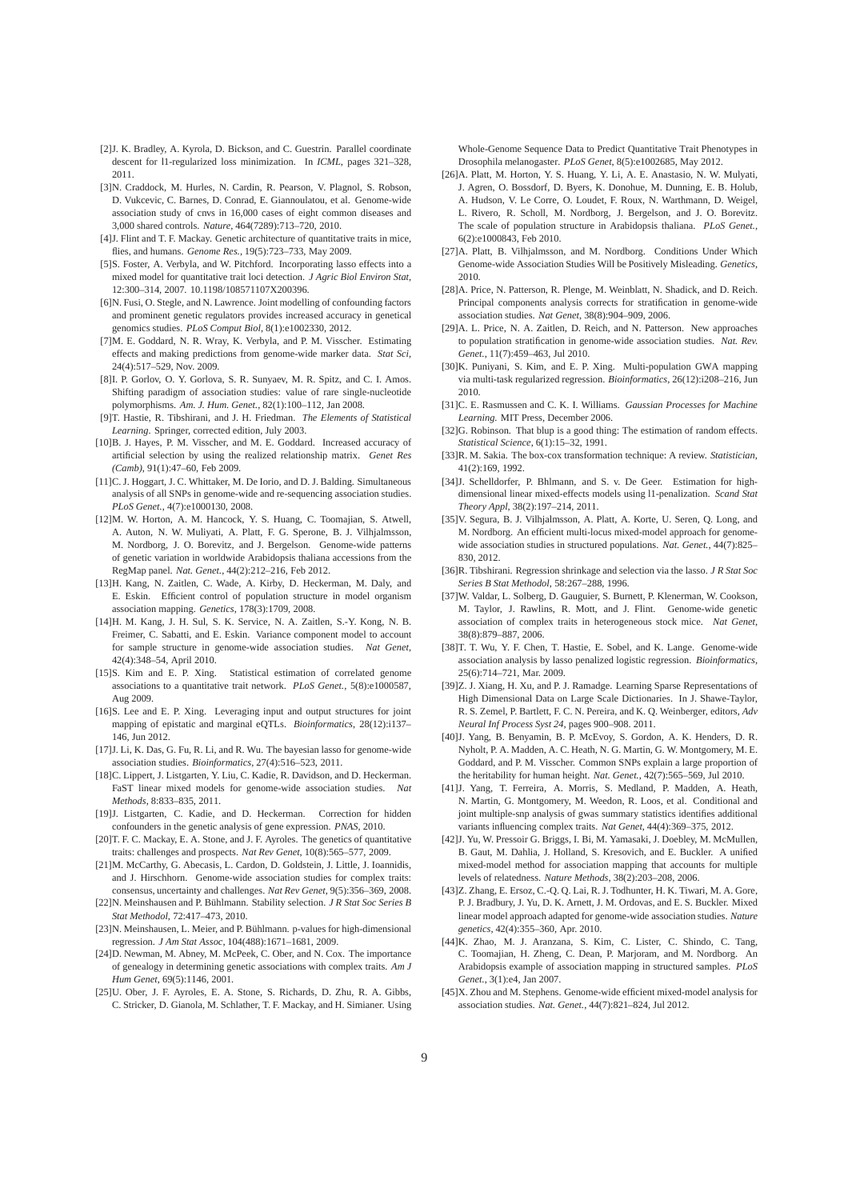[2]J. K. Bradley, A. Kyrola, D. Bickson, and C. Guestrin. Parallel coordinate descent for l1-regularized loss minimization. In *ICML*, pages 321–328, 2011.

[3]N. Craddock, M. Hurles, N. Cardin, R. Pearson, V. Plagnol, S. Robson, D. Vukcevic, C. Barnes, D. Conrad, E. Giannoulatou, et al. Genome-wide association study of cnvs in 16,000 cases of eight common diseases and 3,000 shared controls. *Nature*, 464(7289):713–720, 2010.

[4]J. Flint and T. F. Mackay. Genetic architecture of quantitative traits in mice, flies, and humans. *Genome Res.*, 19(5):723–733, May 2009.

[5]S. Foster, A. Verbyla, and W. Pitchford. Incorporating lasso effects into a mixed model for quantitative trait loci detection. *J Agric Biol Environ Stat*, 12:300–314, 2007. 10.1198/108571107X200396.

[6]N. Fusi, O. Stegle, and N. Lawrence. Joint modelling of confounding factors and prominent genetic regulators provides increased accuracy in genetical genomics studies. *PLoS Comput Biol*, 8(1):e1002330, 2012.

[7]M. E. Goddard, N. R. Wray, K. Verbyla, and P. M. Visscher. Estimating effects and making predictions from genome-wide marker data. *Stat Sci*, 24(4):517–529, Nov. 2009.

[8]I. P. Gorlov, O. Y. Gorlova, S. R. Sunyaev, M. R. Spitz, and C. I. Amos. Shifting paradigm of association studies: value of rare single-nucleotide polymorphisms. *Am. J. Hum. Genet.*, 82(1):100–112, Jan 2008.

[9]T. Hastie, R. Tibshirani, and J. H. Friedman. *The Elements of Statistical Learning*. Springer, corrected edition, July 2003.

[10]B. J. Hayes, P. M. Visscher, and M. E. Goddard. Increased accuracy of artificial selection by using the realized relationship matrix. *Genet Res (Camb)*, 91(1):47–60, Feb 2009.

[11]C. J. Hoggart, J. C. Whittaker, M. De Iorio, and D. J. Balding. Simultaneous analysis of all SNPs in genome-wide and re-sequencing association studies. *PLoS Genet.*, 4(7):e1000130, 2008.

[12]M. W. Horton, A. M. Hancock, Y. S. Huang, C. Toomajian, S. Atwell, A. Auton, N. W. Muliyati, A. Platt, F. G. Sperone, B. J. Vilhjalmsson, M. Nordborg, J. O. Borevitz, and J. Bergelson. Genome-wide patterns of genetic variation in worldwide Arabidopsis thaliana accessions from the RegMap panel. *Nat. Genet.*, 44(2):212–216, Feb 2012.

[13]H. Kang, N. Zaitlen, C. Wade, A. Kirby, D. Heckerman, M. Daly, and E. Eskin. Efficient control of population structure in model organism association mapping. *Genetics*, 178(3):1709, 2008.

[14]H. M. Kang, J. H. Sul, S. K. Service, N. A. Zaitlen, S.-Y. Kong, N. B. Freimer, C. Sabatti, and E. Eskin. Variance component model to account for sample structure in genome-wide association studies. *Nat Genet*, 42(4):348–54, April 2010.

[15]S. Kim and E. P. Xing. Statistical estimation of correlated genome associations to a quantitative trait network. *PLoS Genet.*, 5(8):e1000587, Aug 2009.

[16]S. Lee and E. P. Xing. Leveraging input and output structures for joint mapping of epistatic and marginal eQTLs. *Bioinformatics*, 28(12):i137–146, Jun 2012.

[17]J. Li, K. Das, G. Fu, R. Li, and R. Wu. The bayesian lasso for genome-wide association studies. *Bioinformatics*, 27(4):516–523, 2011.

[18]C. Lippert, J. Listgarten, Y. Liu, C. Kadie, R. Davidson, and D. Heckerman. FaST linear mixed models for genome-wide association studies. *Nat Methods*, 8:833–835, 2011.

[19]J. Listgarten, C. Kadie, and D. Heckerman. Correction for hidden confounders in the genetic analysis of gene expression. *PNAS*, 2010.

[20]T. F. C. Mackay, E. A. Stone, and J. F. Ayroles. The genetics of quantitative traits: challenges and prospects. *Nat Rev Genet*, 10(8):565–577, 2009.

[21]M. McCarthy, G. Abecasis, L. Cardon, D. Goldstein, J. Little, J. Ioannidis, and J. Hirschhorn. Genome-wide association studies for complex traits: consensus, uncertainty and challenges. *Nat Rev Genet*, 9(5):356–369, 2008.

[22]N. Meinshausen and P. Bühlmann. Stability selection. *J R Stat Soc Series B Stat Methodol*, 72:417–473, 2010.

[23]N. Meinshausen, L. Meier, and P. Bühlmann. p-values for high-dimensional regression. *J Am Stat Assoc*, 104(488):1671–1681, 2009.

[24]D. Newman, M. Abney, M. McPeek, C. Ober, and N. Cox. The importance of genealogy in determining genetic associations with complex traits. *Am J Hum Genet*, 69(5):1146, 2001.

[25]U. Ober, J. F. Ayroles, E. A. Stone, S. Richards, D. Zhu, R. A. Gibbs, C. Stricker, D. Gianola, M. Schlather, T. F. Mackay, and H. Simianer. Using Whole-Genome Sequence Data to Predict Quantitative Trait Phenotypes in Drosophila melanogaster. *PLoS Genet*, 8(5):e1002685, May 2012.

[26]A. Platt, M. Horton, Y. S. Huang, Y. Li, A. E. Anastasio, N. W. Mulyati, J. Agren, O. Bossdorf, D. Byers, K. Donohue, M. Dunning, E. B. Holub, A. Hudson, V. Le Corre, O. Loudet, F. Roux, N. Warthmann, D. Weigel, L. Rivero, R. Scholl, M. Nordborg, J. Bergelson, and J. O. Borevitz. The scale of population structure in Arabidopsis thaliana. *PLoS Genet.*, 6(2):e1000843, Feb 2010.

[27]A. Platt, B. Vilhjalmsson, and M. Nordborg. Conditions Under Which Genome-wide Association Studies Will be Positively Misleading. *Genetics*, 2010.

[28]A. Price, N. Patterson, R. Plenge, M. Weinblatt, N. Shadick, and D. Reich. Principal components analysis corrects for stratification in genome-wide association studies. *Nat Genet*, 38(8):904–909, 2006.

[29]A. L. Price, N. A. Zaitlen, D. Reich, and N. Patterson. New approaches to population stratification in genome-wide association studies. *Nat. Rev. Genet.*, 11(7):459–463, Jul 2010.

[30]K. Puniyani, S. Kim, and E. P. Xing. Multi-population GWA mapping via multi-task regularized regression. *Bioinformatics*, 26(12):i208–216, Jun 2010.

[31]C. E. Rasmussen and C. K. I. Williams. *Gaussian Processes for Machine Learning*. MIT Press, December 2006.

[32]G. Robinson. That blup is a good thing: The estimation of random effects. *Statistical Science*, 6(1):15–32, 1991.

[33]R. M. Sakia. The box-cox transformation technique: A review. *Statistician*, 41(2):169, 1992.

[34]J. Schelldorfer, P. Bhlmann, and S. v. De Geer. Estimation for high-dimensional linear mixed-effects models using l1-penalization. *Scand Stat Theory Appl*, 38(2):197–214, 2011.

[35]V. Segura, B. J. Vilhjalmsson, A. Platt, A. Korte, U. Seren, Q. Long, and M. Nordborg. An efficient multi-locus mixed-model approach for genome-wide association studies in structured populations. *Nat. Genet.*, 44(7):825–830, 2012.

[36]R. Tibshirani. Regression shrinkage and selection via the lasso. *J R Stat Soc Series B Stat Methodol*, 58:267–288, 1996.

[37]W. Valdar, L. Solberg, D. Gauguier, S. Burnett, P. Klenerman, W. Cookson, M. Taylor, J. Rawlins, R. Mott, and J. Flint. Genome-wide genetic association of complex traits in heterogeneous stock mice. *Nat Genet*, 38(8):879–887, 2006.

[38]T. T. Wu, Y. F. Chen, T. Hastie, E. Sobel, and K. Lange. Genome-wide association analysis by lasso penalized logistic regression. *Bioinformatics*, 25(6):714–721, Mar. 2009.

[39]Z. J. Xiang, H. Xu, and P. J. Ramadge. Learning Sparse Representations of High Dimensional Data on Large Scale Dictionaries. In J. Shawe-Taylor, R. S. Zemel, P. Bartlett, F. C. N. Pereira, and K. Q. Weinberger, editors, *Adv Neural Inf Process Syst 24*, pages 900–908. 2011.

[40]J. Yang, B. Benyamin, B. P. McEvoy, S. Gordon, A. K. Henders, D. R. Nyholt, P. A. Madden, A. C. Heath, N. G. Martin, G. W. Montgomery, M. E. Goddard, and P. M. Visscher. Common SNPs explain a large proportion of the heritability for human height. *Nat. Genet.*, 42(7):565–569, Jul 2010.

[41]J. Yang, T. Ferreira, A. Morris, S. Medland, P. Madden, A. Heath, N. Martin, G. Montgomery, M. Weedon, R. Loos, et al. Conditional and joint multiple-snp analysis of gwas summary statistics identifies additional variants influencing complex traits. *Nat Genet*, 44(4):369–375, 2012.

[42]J. Yu, W. Pressoir G. Briggs, I. Bi, M. Yamasaki, J. Doebley, M. McMullen, B. Gaut, M. Dahlia, J. Holland, S. Kresovich, and E. Buckler. A unified mixed-model method for association mapping that accounts for multiple levels of relatedness. *Nature Methods*, 38(2):203–208, 2006.

[43]Z. Zhang, E. Ersoz, C.-Q. Q. Lai, R. J. Todhunter, H. K. Tiwari, M. A. Gore, P. J. Bradbury, J. Yu, D. K. Arnett, J. M. Ordovas, and E. S. Buckler. Mixed linear model approach adapted for genome-wide association studies. *Nature genetics*, 42(4):355–360, Apr. 2010.

[44]K. Zhao, M. J. Aranzana, S. Kim, C. Lister, C. Shindo, C. Tang, C. Toomajian, H. Zheng, C. Dean, P. Marjoram, and M. Nordborg. An Arabidopsis example of association mapping in structured samples. *PLoS Genet.*, 3(1):e4, Jan 2007.

[45]X. Zhou and M. Stephens. Genome-wide efficient mixed-model analysis for association studies. *Nat. Genet.*, 44(7):821–824, Jul 2012.